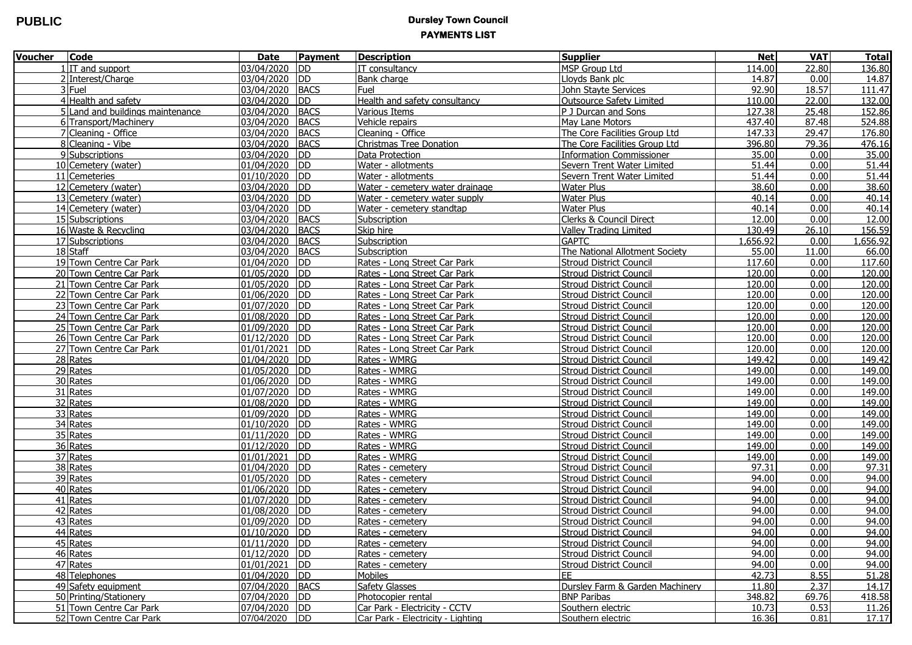PUBLIC

# Dursley Town Council

## PAYMENTS LIST

| Voucher | Code | Date | Payment | Description | Supplier | Net | VAT | Total |
|---|---|---|---|---|---|---|---|---|
| 1 | IT and support | 03/04/2020 | DD | IT consultancy | MSP Group Ltd | 114.00 | 22.80 | 136.80 |
| 2 | Interest/Charge | 03/04/2020 | DD | Bank charge | Lloyds Bank plc | 14.87 | 0.00 | 14.87 |
| 3 | Fuel | 03/04/2020 | BACS | Fuel | John Stayte Services | 92.90 | 18.57 | 111.47 |
| 4 | Health and safety | 03/04/2020 | DD | Health and safety consultancy | Outsource Safety Limited | 110.00 | 22.00 | 132.00 |
| 5 | Land and buildings maintenance | 03/04/2020 | BACS | Various Items | P J Durcan and Sons | 127.38 | 25.48 | 152.86 |
| 6 | Transport/Machinery | 03/04/2020 | BACS | Vehicle repairs | May Lane Motors | 437.40 | 87.48 | 524.88 |
| 7 | Cleaning - Office | 03/04/2020 | BACS | Cleaning - Office | The Core Facilities Group Ltd | 147.33 | 29.47 | 176.80 |
| 8 | Cleaning - Vibe | 03/04/2020 | BACS | Christmas Tree Donation | The Core Facilities Group Ltd | 396.80 | 79.36 | 476.16 |
| 9 | Subscriptions | 03/04/2020 | DD | Data Protection | Information Commissioner | 35.00 | 0.00 | 35.00 |
| 10 | Cemetery (water) | 01/04/2020 | DD | Water - allotments | Severn Trent Water Limited | 51.44 | 0.00 | 51.44 |
| 11 | Cemeteries | 01/10/2020 | DD | Water - allotments | Severn Trent Water Limited | 51.44 | 0.00 | 51.44 |
| 12 | Cemetery (water) | 03/04/2020 | DD | Water - cemetery water drainage | Water Plus | 38.60 | 0.00 | 38.60 |
| 13 | Cemetery (water) | 03/04/2020 | DD | Water - cemetery water supply | Water Plus | 40.14 | 0.00 | 40.14 |
| 14 | Cemetery (water) | 03/04/2020 | DD | Water - cemetery standtap | Water Plus | 40.14 | 0.00 | 40.14 |
| 15 | Subscriptions | 03/04/2020 | BACS | Subscription | Clerks & Council Direct | 12.00 | 0.00 | 12.00 |
| 16 | Waste & Recycling | 03/04/2020 | BACS | Skip hire | Valley Trading Limited | 130.49 | 26.10 | 156.59 |
| 17 | Subscriptions | 03/04/2020 | BACS | Subscription | GAPTC | 1,656.92 | 0.00 | 1,656.92 |
| 18 | Staff | 03/04/2020 | BACS | Subscription | The National Allotment Society | 55.00 | 11.00 | 66.00 |
| 19 | Town Centre Car Park | 01/04/2020 | DD | Rates - Long Street Car Park | Stroud District Council | 117.60 | 0.00 | 117.60 |
| 20 | Town Centre Car Park | 01/05/2020 | DD | Rates - Long Street Car Park | Stroud District Council | 120.00 | 0.00 | 120.00 |
| 21 | Town Centre Car Park | 01/05/2020 | DD | Rates - Long Street Car Park | Stroud District Council | 120.00 | 0.00 | 120.00 |
| 22 | Town Centre Car Park | 01/06/2020 | DD | Rates - Long Street Car Park | Stroud District Council | 120.00 | 0.00 | 120.00 |
| 23 | Town Centre Car Park | 01/07/2020 | DD | Rates - Long Street Car Park | Stroud District Council | 120.00 | 0.00 | 120.00 |
| 24 | Town Centre Car Park | 01/08/2020 | DD | Rates - Long Street Car Park | Stroud District Council | 120.00 | 0.00 | 120.00 |
| 25 | Town Centre Car Park | 01/09/2020 | DD | Rates - Long Street Car Park | Stroud District Council | 120.00 | 0.00 | 120.00 |
| 26 | Town Centre Car Park | 01/12/2020 | DD | Rates - Long Street Car Park | Stroud District Council | 120.00 | 0.00 | 120.00 |
| 27 | Town Centre Car Park | 01/01/2021 | DD | Rates - Long Street Car Park | Stroud District Council | 120.00 | 0.00 | 120.00 |
| 28 | Rates | 01/04/2020 | DD | Rates - WMRG | Stroud District Council | 149.42 | 0.00 | 149.42 |
| 29 | Rates | 01/05/2020 | DD | Rates - WMRG | Stroud District Council | 149.00 | 0.00 | 149.00 |
| 30 | Rates | 01/06/2020 | DD | Rates - WMRG | Stroud District Council | 149.00 | 0.00 | 149.00 |
| 31 | Rates | 01/07/2020 | DD | Rates - WMRG | Stroud District Council | 149.00 | 0.00 | 149.00 |
| 32 | Rates | 01/08/2020 | DD | Rates - WMRG | Stroud District Council | 149.00 | 0.00 | 149.00 |
| 33 | Rates | 01/09/2020 | DD | Rates - WMRG | Stroud District Council | 149.00 | 0.00 | 149.00 |
| 34 | Rates | 01/10/2020 | DD | Rates - WMRG | Stroud District Council | 149.00 | 0.00 | 149.00 |
| 35 | Rates | 01/11/2020 | DD | Rates - WMRG | Stroud District Council | 149.00 | 0.00 | 149.00 |
| 36 | Rates | 01/12/2020 | DD | Rates - WMRG | Stroud District Council | 149.00 | 0.00 | 149.00 |
| 37 | Rates | 01/01/2021 | DD | Rates - WMRG | Stroud District Council | 149.00 | 0.00 | 149.00 |
| 38 | Rates | 01/04/2020 | DD | Rates - cemetery | Stroud District Council | 97.31 | 0.00 | 97.31 |
| 39 | Rates | 01/05/2020 | DD | Rates - cemetery | Stroud District Council | 94.00 | 0.00 | 94.00 |
| 40 | Rates | 01/06/2020 | DD | Rates - cemetery | Stroud District Council | 94.00 | 0.00 | 94.00 |
| 41 | Rates | 01/07/2020 | DD | Rates - cemetery | Stroud District Council | 94.00 | 0.00 | 94.00 |
| 42 | Rates | 01/08/2020 | DD | Rates - cemetery | Stroud District Council | 94.00 | 0.00 | 94.00 |
| 43 | Rates | 01/09/2020 | DD | Rates - cemetery | Stroud District Council | 94.00 | 0.00 | 94.00 |
| 44 | Rates | 01/10/2020 | DD | Rates - cemetery | Stroud District Council | 94.00 | 0.00 | 94.00 |
| 45 | Rates | 01/11/2020 | DD | Rates - cemetery | Stroud District Council | 94.00 | 0.00 | 94.00 |
| 46 | Rates | 01/12/2020 | DD | Rates - cemetery | Stroud District Council | 94.00 | 0.00 | 94.00 |
| 47 | Rates | 01/01/2021 | DD | Rates - cemetery | Stroud District Council | 94.00 | 0.00 | 94.00 |
| 48 | Telephones | 01/04/2020 | DD | Mobiles | EE | 42.73 | 8.55 | 51.28 |
| 49 | Safety equipment | 07/04/2020 | BACS | Safety Glasses | Dursley Farm & Garden Machinery | 11.80 | 2.37 | 14.17 |
| 50 | Printing/Stationery | 07/04/2020 | DD | Photocopier rental | BNP Paribas | 348.82 | 69.76 | 418.58 |
| 51 | Town Centre Car Park | 07/04/2020 | DD | Car Park - Electricity - CCTV | Southern electric | 10.73 | 0.53 | 11.26 |
| 52 | Town Centre Car Park | 07/04/2020 | DD | Car Park - Electricity - Lighting | Southern electric | 16.36 | 0.81 | 17.17 |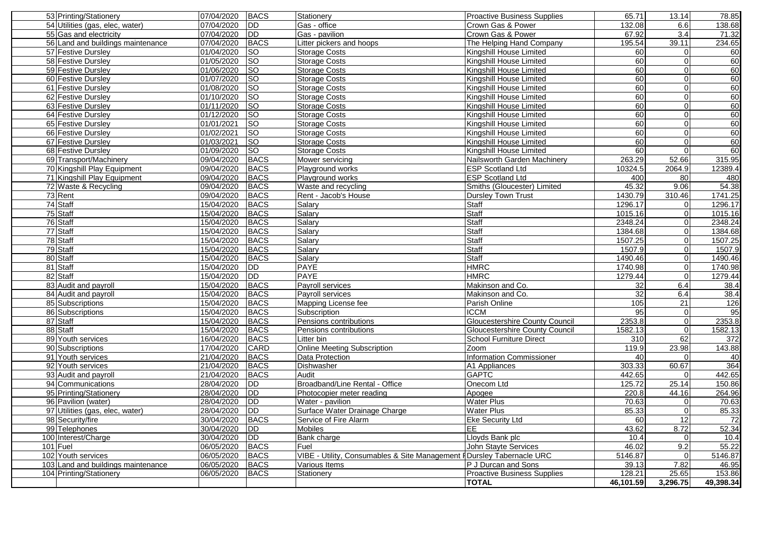| | | | | | | | | |
|---|---|---|---|---|---|---|---|---|
| 53 | Printing/Stationery | 07/04/2020 | BACS | Stationery | Proactive Business Supplies | 65.71 | 13.14 | 78.85 |
| 54 | Utilities (gas, elec, water) | 07/04/2020 | DD | Gas - office | Crown Gas & Power | 132.08 | 6.6 | 138.68 |
| 55 | Gas and electricity | 07/04/2020 | DD | Gas - pavilion | Crown Gas & Power | 67.92 | 3.4 | 71.32 |
| 56 | Land and buildings maintenance | 07/04/2020 | BACS | Litter pickers and hoops | The Helping Hand Company | 195.54 | 39.11 | 234.65 |
| 57 | Festive Dursley | 01/04/2020 | SO | Storage Costs | Kingshill House Limited | 60 | 0 | 60 |
| 58 | Festive Dursley | 01/05/2020 | SO | Storage Costs | Kingshill House Limited | 60 | 0 | 60 |
| 59 | Festive Dursley | 01/06/2020 | SO | Storage Costs | Kingshill House Limited | 60 | 0 | 60 |
| 60 | Festive Dursley | 01/07/2020 | SO | Storage Costs | Kingshill House Limited | 60 | 0 | 60 |
| 61 | Festive Dursley | 01/08/2020 | SO | Storage Costs | Kingshill House Limited | 60 | 0 | 60 |
| 62 | Festive Dursley | 01/10/2020 | SO | Storage Costs | Kingshill House Limited | 60 | 0 | 60 |
| 63 | Festive Dursley | 01/11/2020 | SO | Storage Costs | Kingshill House Limited | 60 | 0 | 60 |
| 64 | Festive Dursley | 01/12/2020 | SO | Storage Costs | Kingshill House Limited | 60 | 0 | 60 |
| 65 | Festive Dursley | 01/01/2021 | SO | Storage Costs | Kingshill House Limited | 60 | 0 | 60 |
| 66 | Festive Dursley | 01/02/2021 | SO | Storage Costs | Kingshill House Limited | 60 | 0 | 60 |
| 67 | Festive Dursley | 01/03/2021 | SO | Storage Costs | Kingshill House Limited | 60 | 0 | 60 |
| 68 | Festive Dursley | 01/09/2020 | SO | Storage Costs | Kingshill House Limited | 60 | 0 | 60 |
| 69 | Transport/Machinery | 09/04/2020 | BACS | Mower servicing | Nailsworth Garden Machinery | 263.29 | 52.66 | 315.95 |
| 70 | Kingshill Play Equipment | 09/04/2020 | BACS | Playground works | ESP Scotland Ltd | 10324.5 | 2064.9 | 12389.4 |
| 71 | Kingshill Play Equipment | 09/04/2020 | BACS | Playground works | ESP Scotland Ltd | 400 | 80 | 480 |
| 72 | Waste & Recycling | 09/04/2020 | BACS | Waste and recycling | Smiths (Gloucester) Limited | 45.32 | 9.06 | 54.38 |
| 73 | Rent | 09/04/2020 | BACS | Rent - Jacob's House | Dursley Town Trust | 1430.79 | 310.46 | 1741.25 |
| 74 | Staff | 15/04/2020 | BACS | Salary | Staff | 1296.17 | 0 | 1296.17 |
| 75 | Staff | 15/04/2020 | BACS | Salary | Staff | 1015.16 | 0 | 1015.16 |
| 76 | Staff | 15/04/2020 | BACS | Salary | Staff | 2348.24 | 0 | 2348.24 |
| 77 | Staff | 15/04/2020 | BACS | Salary | Staff | 1384.68 | 0 | 1384.68 |
| 78 | Staff | 15/04/2020 | BACS | Salary | Staff | 1507.25 | 0 | 1507.25 |
| 79 | Staff | 15/04/2020 | BACS | Salary | Staff | 1507.9 | 0 | 1507.9 |
| 80 | Staff | 15/04/2020 | BACS | Salary | Staff | 1490.46 | 0 | 1490.46 |
| 81 | Staff | 15/04/2020 | DD | PAYE | HMRC | 1740.98 | 0 | 1740.98 |
| 82 | Staff | 15/04/2020 | DD | PAYE | HMRC | 1279.44 | 0 | 1279.44 |
| 83 | Audit and payroll | 15/04/2020 | BACS | Payroll services | Makinson and Co. | 32 | 6.4 | 38.4 |
| 84 | Audit and payroll | 15/04/2020 | BACS | Payroll services | Makinson and Co. | 32 | 6.4 | 38.4 |
| 85 | Subscriptions | 15/04/2020 | BACS | Mapping License fee | Parish Online | 105 | 21 | 126 |
| 86 | Subscriptions | 15/04/2020 | BACS | Subscription | ICCM | 95 | 0 | 95 |
| 87 | Staff | 15/04/2020 | BACS | Pensions contributions | Gloucestershire County Council | 2353.8 | 0 | 2353.8 |
| 88 | Staff | 15/04/2020 | BACS | Pensions contributions | Gloucestershire County Council | 1582.13 | 0 | 1582.13 |
| 89 | Youth services | 16/04/2020 | BACS | Litter bin | School Furniture Direct | 310 | 62 | 372 |
| 90 | Subscriptions | 17/04/2020 | CARD | Online Meeting Subscription | Zoom | 119.9 | 23.98 | 143.88 |
| 91 | Youth services | 21/04/2020 | BACS | Data Protection | Information Commissioner | 40 | 0 | 40 |
| 92 | Youth services | 21/04/2020 | BACS | Dishwasher | A1 Appliances | 303.33 | 60.67 | 364 |
| 93 | Audit and payroll | 21/04/2020 | BACS | Audit | GAPTC | 442.65 | 0 | 442.65 |
| 94 | Communications | 28/04/2020 | DD | Broadband/Line Rental - Office | Onecom Ltd | 125.72 | 25.14 | 150.86 |
| 95 | Printing/Stationery | 28/04/2020 | DD | Photocopier meter reading | Apogee | 220.8 | 44.16 | 264.96 |
| 96 | Pavilion (water) | 28/04/2020 | DD | Water - pavilion | Water Plus | 70.63 | 0 | 70.63 |
| 97 | Utilities (gas, elec, water) | 28/04/2020 | DD | Surface Water Drainage Charge | Water Plus | 85.33 | 0 | 85.33 |
| 98 | Security/fire | 30/04/2020 | BACS | Service of Fire Alarm | Eke Security Ltd | 60 | 12 | 72 |
| 99 | Telephones | 30/04/2020 | DD | Mobiles | EE | 43.62 | 8.72 | 52.34 |
| 100 | Interest/Charge | 30/04/2020 | DD | Bank charge | Lloyds Bank plc | 10.4 | 0 | 10.4 |
| 101 | Fuel | 06/05/2020 | BACS | Fuel | John Stayte Services | 46.02 | 9.2 | 55.22 |
| 102 | Youth services | 06/05/2020 | BACS | VIBE - Utility, Consumables & Site Management F | Dursley Tabernacle URC | 5146.87 | 0 | 5146.87 |
| 103 | Land and buildings maintenance | 06/05/2020 | BACS | Various Items | P J Durcan and Sons | 39.13 | 7.82 | 46.95 |
| 104 | Printing/Stationery | 06/05/2020 | BACS | Stationery | Proactive Business Supplies | 128.21 | 25.65 | 153.86 |
| | | | | | **TOTAL** | **46,101.59** | **3,296.75** | **49,398.34** |